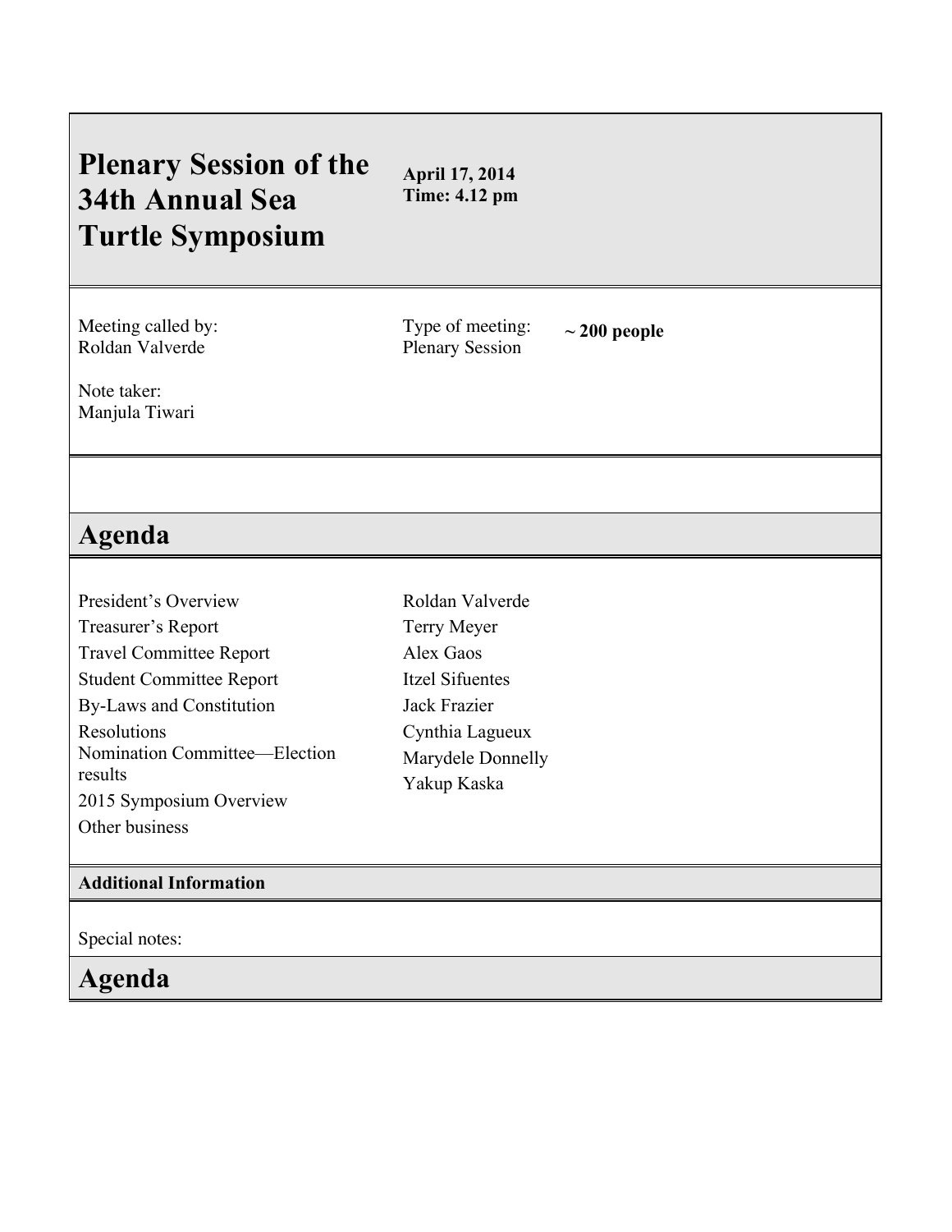# Plenary Session of the 34th Annual Sea Turtle Symposium

**April 17, 2014**
**Time: 4.12 pm**

Meeting called by:
Roldan Valverde

Type of meeting:
Plenary Session

**~ 200 people**

Note taker:
Manjula Tiwari

## Agenda

| | |
|---|---|
| President's Overview | Roldan Valverde |
| Treasurer's Report | Terry Meyer |
| Travel Committee Report | Alex Gaos |
| Student Committee Report | Itzel Sifuentes |
| By-Laws and Constitution | Jack Frazier |
| Resolutions | Cynthia Lagueux |
| Nomination Committee—Election results | Marydele Donnelly |
| 2015 Symposium Overview | Yakup Kaska |
| Other business | |

### Additional Information

Special notes:

## Agenda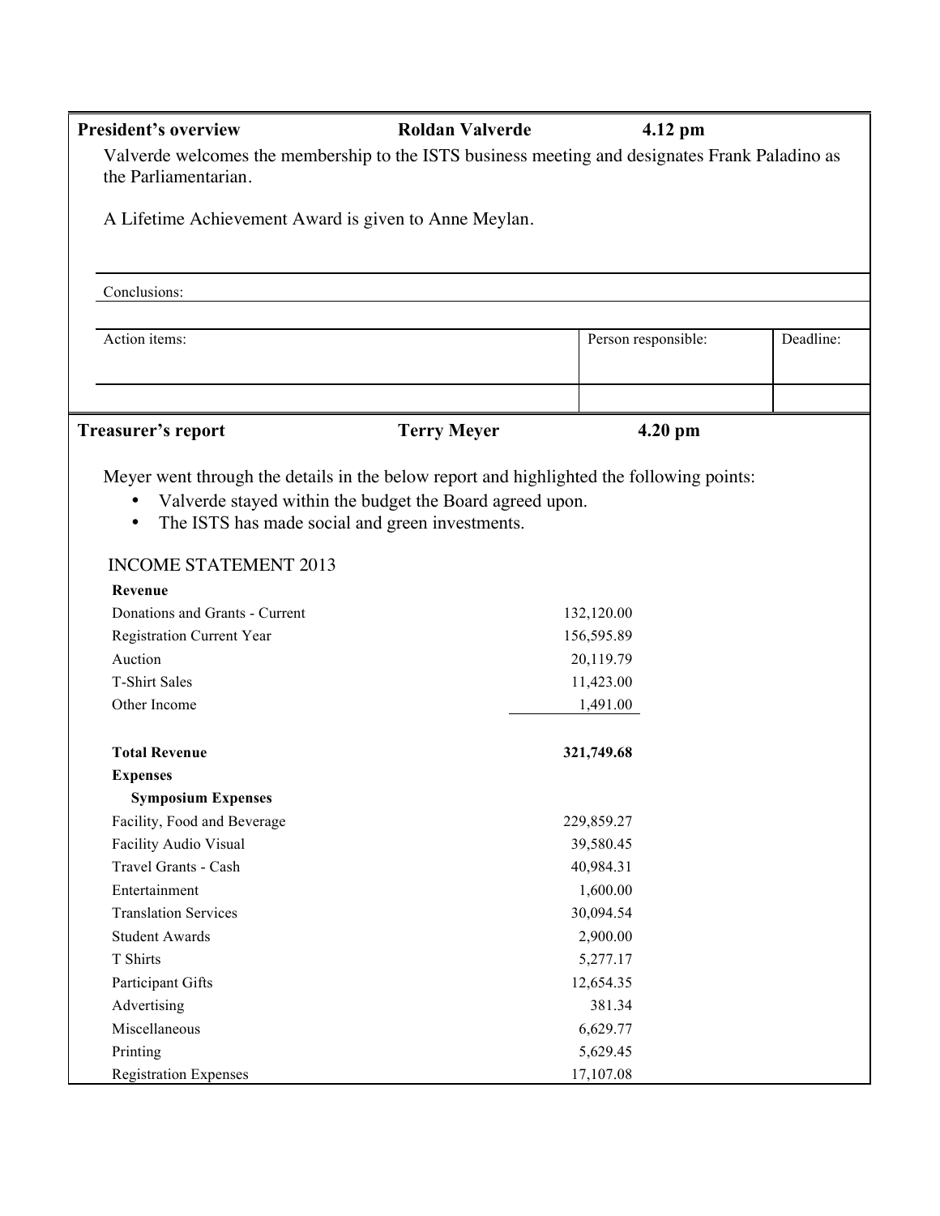| **President's overview** | **Roldan Valverde** | **4.12 pm** | |
|---|---|---|---|

Valverde welcomes the membership to the ISTS business meeting and designates Frank Paladino as the Parliamentarian.

A Lifetime Achievement Award is given to Anne Meylan.

Conclusions:

| Action items: | Person responsible: | Deadline: |
|---|---|---|
| | | |

| **Treasurer's report** | **Terry Meyer** | **4.20 pm** |
|---|---|---|

Meyer went through the details in the below report and highlighted the following points:

- Valverde stayed within the budget the Board agreed upon.
- The ISTS has made social and green investments.

INCOME STATEMENT 2013

| | |
|---|---|
| **Revenue** | |
| Donations and Grants - Current | 132,120.00 |
| Registration Current Year | 156,595.89 |
| Auction | 20,119.79 |
| T-Shirt Sales | 11,423.00 |
| Other Income | 1,491.00 |
| **Total Revenue** | **321,749.68** |
| **Expenses** | |
| **Symposium Expenses** | |
| Facility, Food and Beverage | 229,859.27 |
| Facility Audio Visual | 39,580.45 |
| Travel Grants - Cash | 40,984.31 |
| Entertainment | 1,600.00 |
| Translation Services | 30,094.54 |
| Student Awards | 2,900.00 |
| T Shirts | 5,277.17 |
| Participant Gifts | 12,654.35 |
| Advertising | 381.34 |
| Miscellaneous | 6,629.77 |
| Printing | 5,629.45 |
| Registration Expenses | 17,107.08 |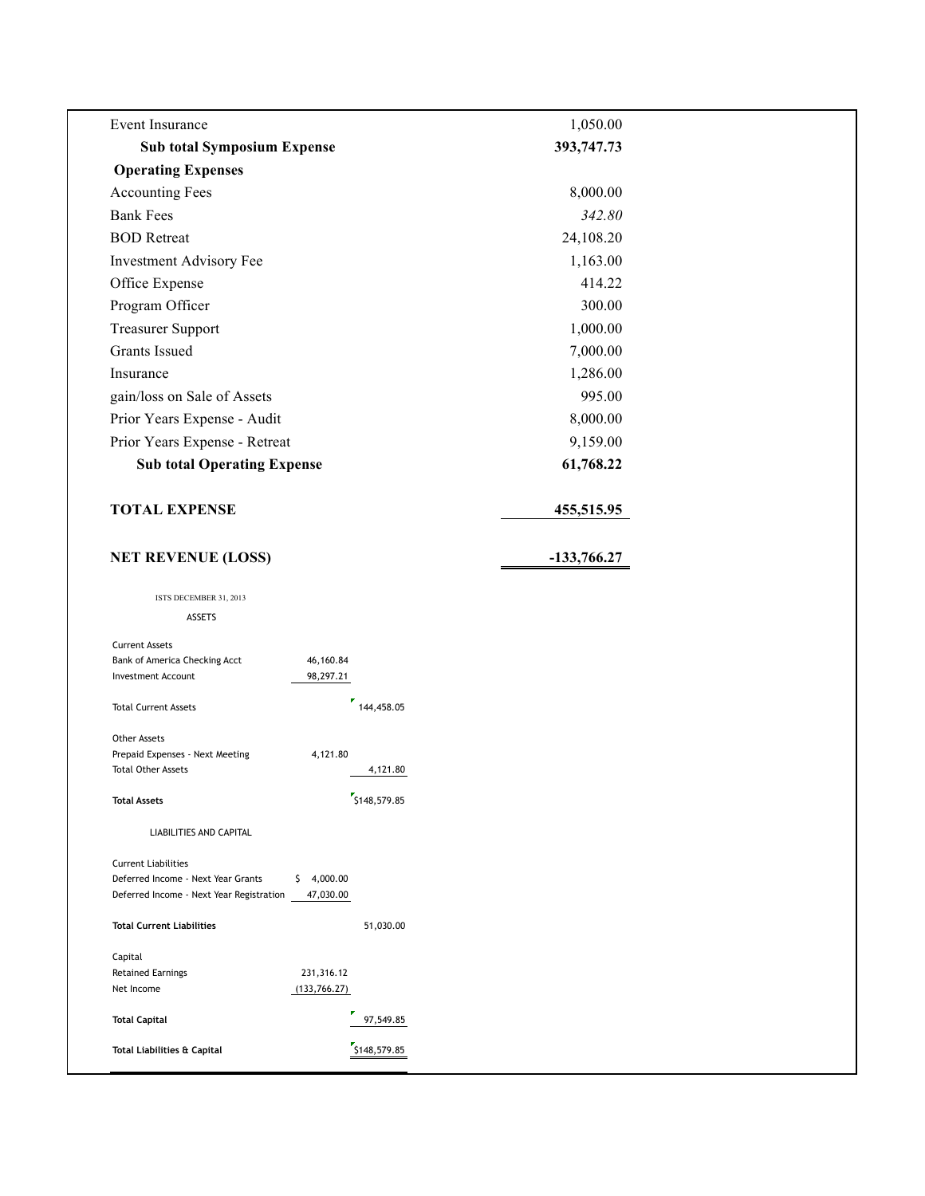| | |
|---|---|
| Event Insurance | 1,050.00 |
| **Sub total Symposium Expense** | **393,747.73** |
| **Operating Expenses** | |
| Accounting Fees | 8,000.00 |
| Bank Fees | *342.80* |
| BOD Retreat | 24,108.20 |
| Investment Advisory Fee | 1,163.00 |
| Office Expense | 414.22 |
| Program Officer | 300.00 |
| Treasurer Support | 1,000.00 |
| Grants Issued | 7,000.00 |
| Insurance | 1,286.00 |
| gain/loss on Sale of Assets | 995.00 |
| Prior Years Expense - Audit | 8,000.00 |
| Prior Years Expense - Retreat | 9,159.00 |
| **Sub total Operating Expense** | **61,768.22** |
| **TOTAL EXPENSE** | **455,515.95** |
| **NET REVENUE (LOSS)** | **-133,766.27** |

ISTS DECEMBER 31, 2013

ASSETS

| | | |
|---|---|---|
| Current Assets | | |
| Bank of America Checking Acct | 46,160.84 | |
| Investment Account | 98,297.21 | |
| Total Current Assets | | 144,458.05 |
| Other Assets | | |
| Prepaid Expenses - Next Meeting | 4,121.80 | |
| Total Other Assets | | 4,121.80 |
| **Total Assets** | | $148,579.85 |

LIABILITIES AND CAPITAL

| | | |
|---|---|---|
| Current Liabilities | | |
| Deferred Income - Next Year Grants | $ 4,000.00 | |
| Deferred Income - Next Year Registration | 47,030.00 | |
| **Total Current Liabilities** | | 51,030.00 |
| Capital | | |
| Retained Earnings | 231,316.12 | |
| Net Income | (133,766.27) | |
| **Total Capital** | | 97,549.85 |
| **Total Liabilities & Capital** | | $148,579.85 |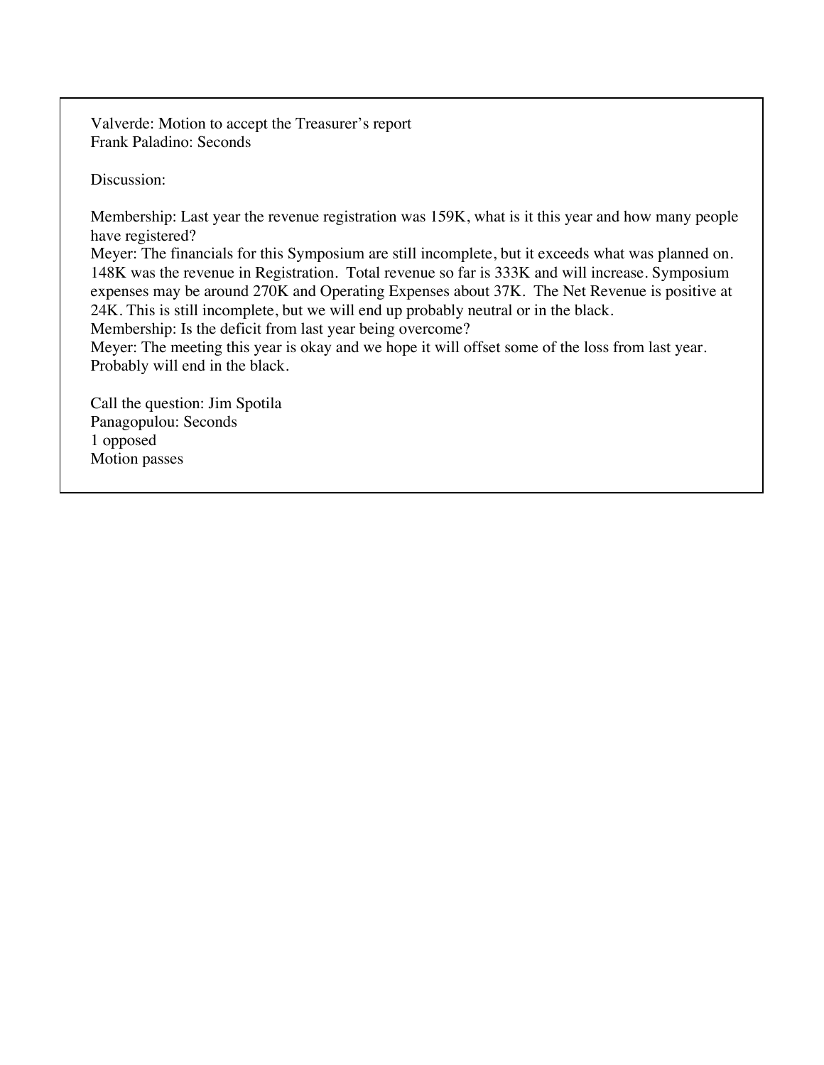Valverde: Motion to accept the Treasurer's report
Frank Paladino: Seconds

Discussion:

Membership: Last year the revenue registration was 159K, what is it this year and how many people have registered?
Meyer: The financials for this Symposium are still incomplete, but it exceeds what was planned on. 148K was the revenue in Registration. Total revenue so far is 333K and will increase. Symposium expenses may be around 270K and Operating Expenses about 37K. The Net Revenue is positive at 24K. This is still incomplete, but we will end up probably neutral or in the black.
Membership: Is the deficit from last year being overcome?
Meyer: The meeting this year is okay and we hope it will offset some of the loss from last year. Probably will end in the black.

Call the question: Jim Spotila
Panagopulou: Seconds
1 opposed
Motion passes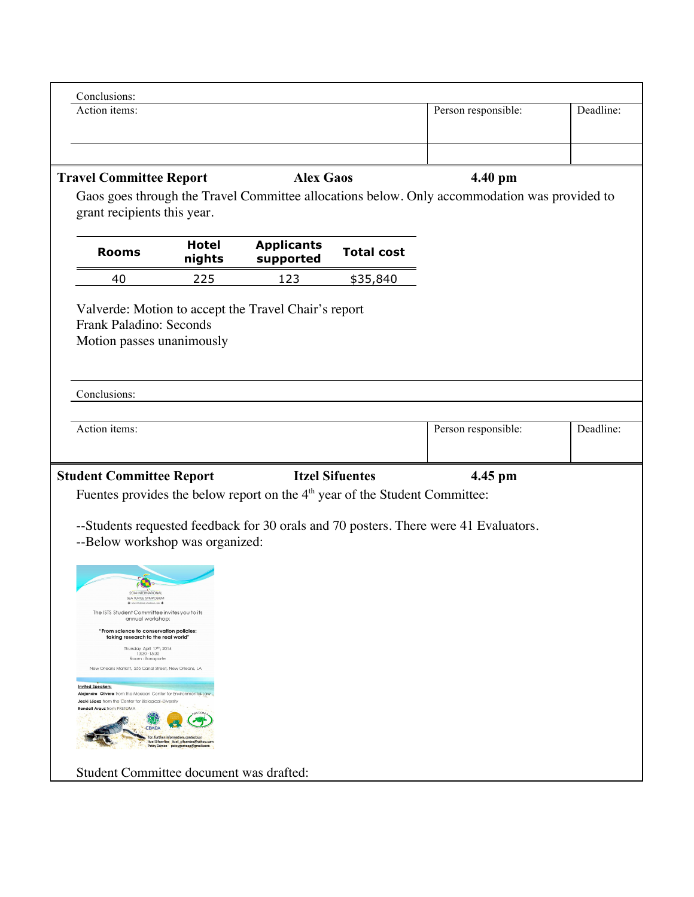Conclusions:

| Action items: | Person responsible: | Deadline: |
|---|---|---|
| | | |

**Travel Committee Report** **Alex Gaos** **4.40 pm**

Gaos goes through the Travel Committee allocations below. Only accommodation was provided to grant recipients this year.

| Rooms | Hotel nights | Applicants supported | Total cost |
|---|---|---|---|
| 40 | 225 | 123 | $35,840 |

Valverde: Motion to accept the Travel Chair's report
Frank Paladino: Seconds
Motion passes unanimously

Conclusions:

| Action items: | Person responsible: | Deadline: |
|---|---|---|
| | | |

**Student Committee Report** **Itzel Sifuentes** **4.45 pm**

Fuentes provides the below report on the 4th year of the Student Committee:

--Students requested feedback for 30 orals and 70 posters. There were 41 Evaluators.
--Below workshop was organized:

2014 INTERNATIONAL SEA TURTLE SYMPOSIUM

The ISTS Student Committee invites you to its annual workshop:

"From science to conservation policies: taking research to the real world"

Thursday April 17th, 2014
13:30 - 15:30
Room: Bonaparte

New Orleans Marriott, 555 Canal Street, New Orleans, LA

Invited Speakers:
Alejandro Olivera from the Mexican Center for Environmental Law
Jacki López from the Center for Biological Diversity
Randall Arauz from PRETOMA

For further information contact us:
Itzel Sifuentes itzel_sifuentes@yahoo.com
Patsy Gómez patsygomezg@gmail.com

Student Committee document was drafted: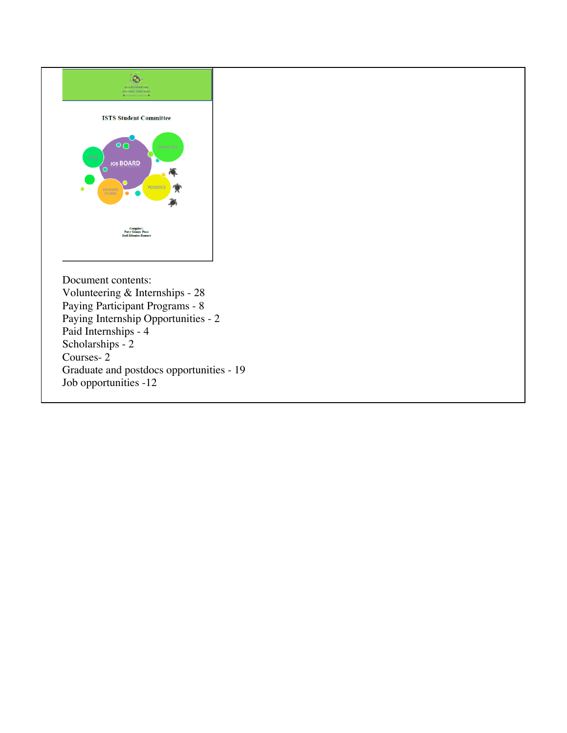ISTS Student Committee

JOB BOARD

Compilers:
Patsy Gómez Pérez
Itzel Sifuentes Romero

Document contents:
Volunteering & Internships - 28
Paying Participant Programs - 8
Paying Internship Opportunities - 2
Paid Internships - 4
Scholarships - 2
Courses- 2
Graduate and postdocs opportunities - 19
Job opportunities -12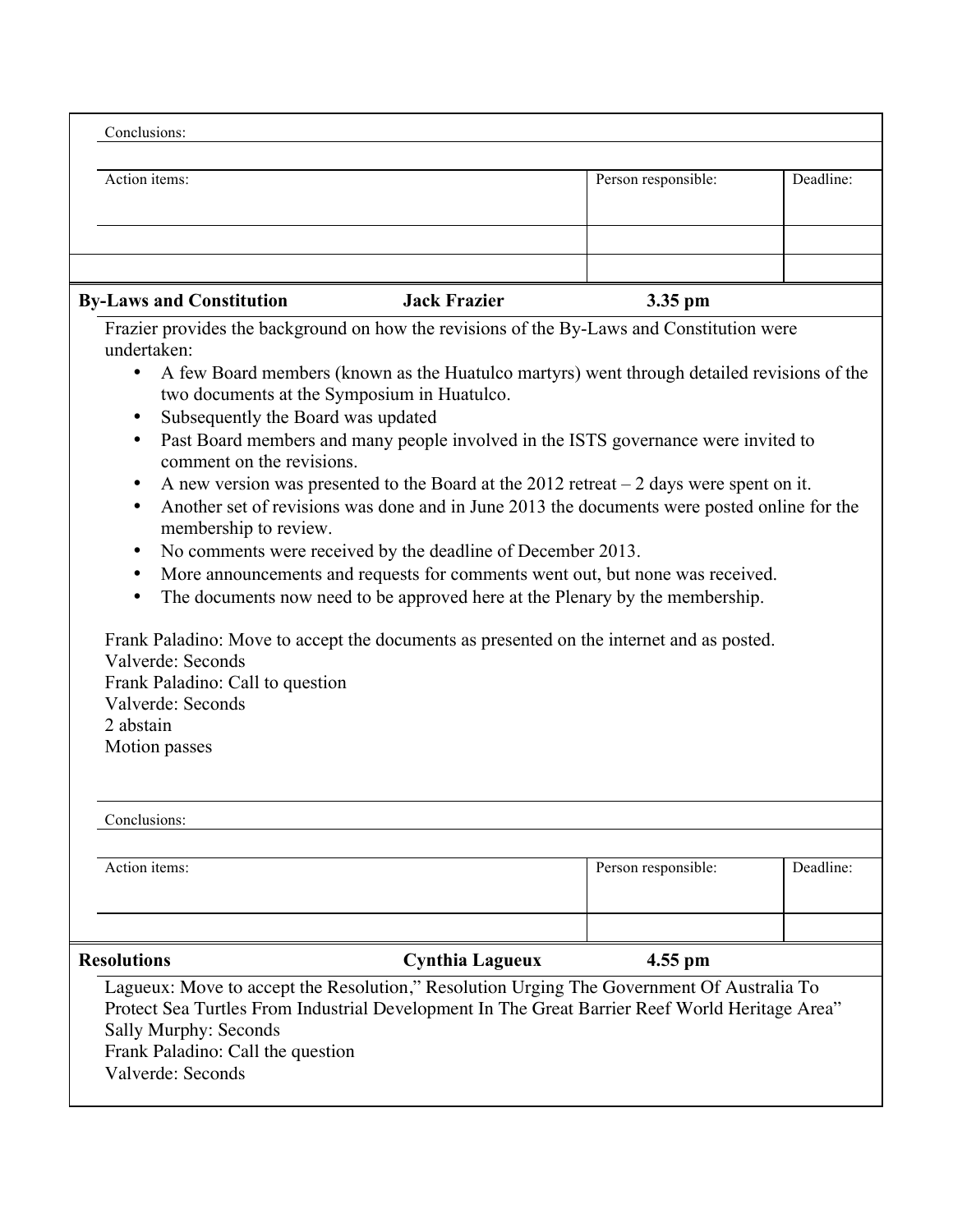| Conclusions: | | |
|---|---|---|
| | | |
| Action items: | Person responsible: | Deadline: |
| | | |
| | | |

| **By-Laws and Constitution** | **Jack Frazier** | **3.35 pm** |
|---|---|---|

Frazier provides the background on how the revisions of the By-Laws and Constitution were undertaken:

- A few Board members (known as the Huatulco martyrs) went through detailed revisions of the two documents at the Symposium in Huatulco.
- Subsequently the Board was updated
- Past Board members and many people involved in the ISTS governance were invited to comment on the revisions.
- A new version was presented to the Board at the 2012 retreat – 2 days were spent on it.
- Another set of revisions was done and in June 2013 the documents were posted online for the membership to review.
- No comments were received by the deadline of December 2013.
- More announcements and requests for comments went out, but none was received.
- The documents now need to be approved here at the Plenary by the membership.

Frank Paladino: Move to accept the documents as presented on the internet and as posted.
Valverde: Seconds
Frank Paladino: Call to question
Valverde: Seconds
2 abstain
Motion passes

| Conclusions: | | |
|---|---|---|
| | | |
| Action items: | Person responsible: | Deadline: |
| | | |

| **Resolutions** | **Cynthia Lagueux** | **4.55 pm** |
|---|---|---|

Lagueux: Move to accept the Resolution," Resolution Urging The Government Of Australia To Protect Sea Turtles From Industrial Development In The Great Barrier Reef World Heritage Area"
Sally Murphy: Seconds
Frank Paladino: Call the question
Valverde: Seconds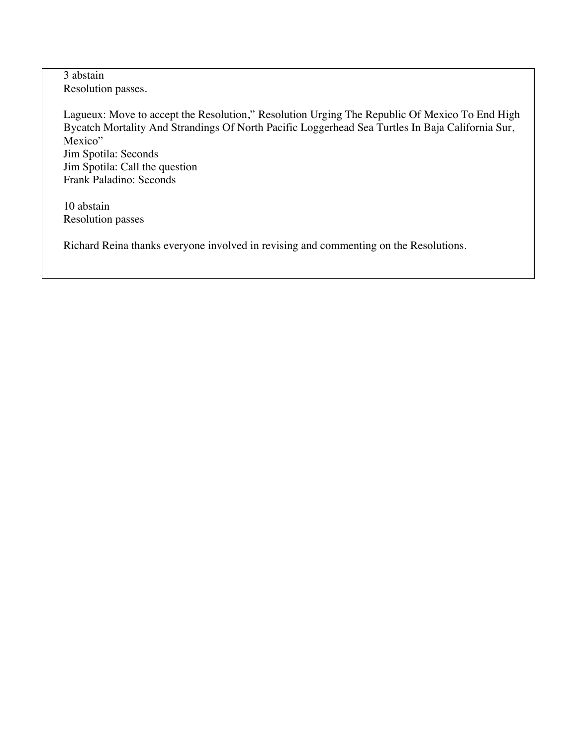3 abstain
Resolution passes.

Lagueux: Move to accept the Resolution," Resolution Urging The Republic Of Mexico To End High Bycatch Mortality And Strandings Of North Pacific Loggerhead Sea Turtles In Baja California Sur, Mexico"
Jim Spotila: Seconds
Jim Spotila: Call the question
Frank Paladino: Seconds

10 abstain
Resolution passes

Richard Reina thanks everyone involved in revising and commenting on the Resolutions.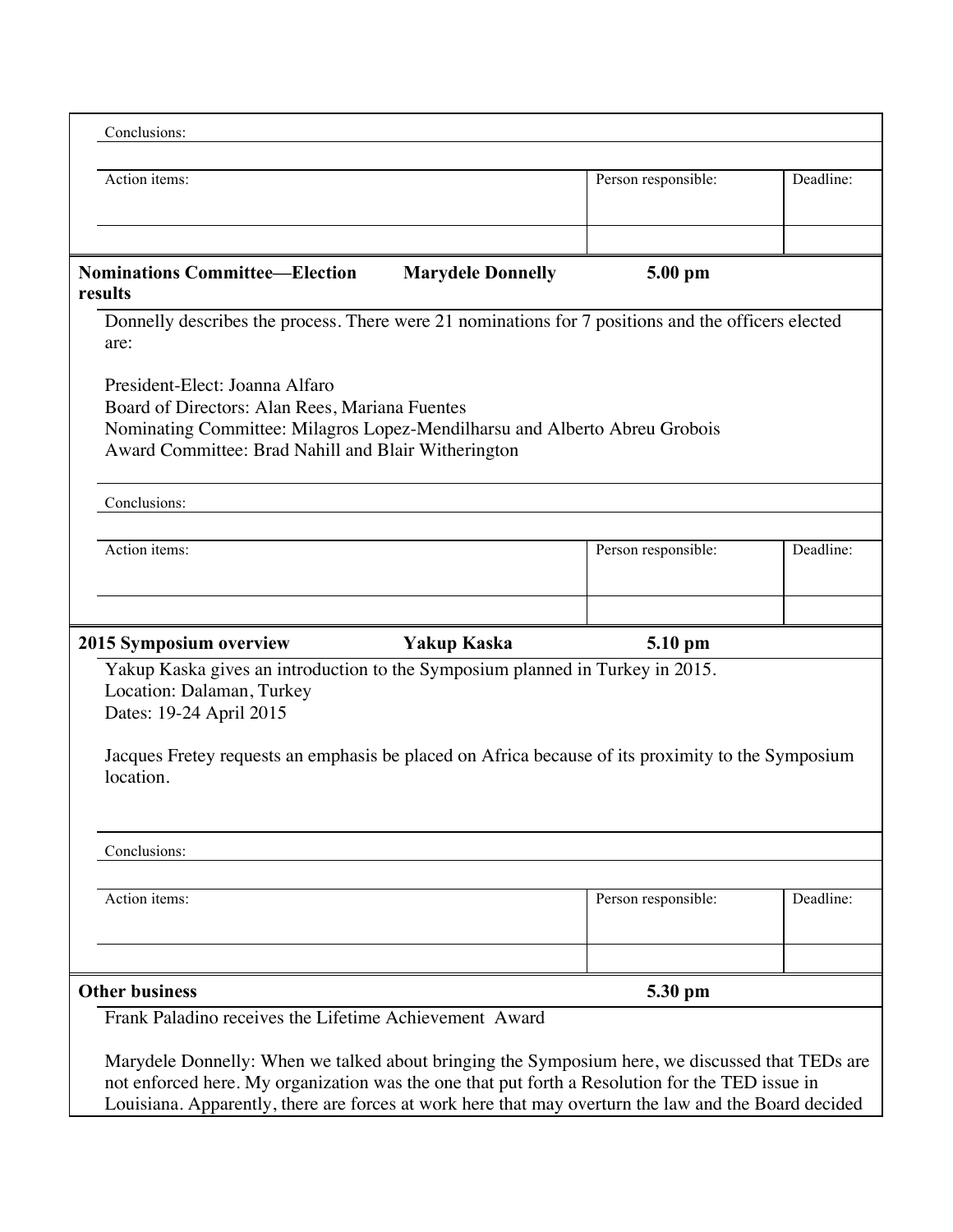Conclusions:

| Action items: | Person responsible: | Deadline: |
| --- | --- | --- |
| | | |

**Nominations Committee—Election results** **Marydele Donnelly** **5.00 pm**

Donnelly describes the process. There were 21 nominations for 7 positions and the officers elected are:

President-Elect: Joanna Alfaro
Board of Directors: Alan Rees, Mariana Fuentes
Nominating Committee: Milagros Lopez-Mendilharsu and Alberto Abreu Grobois
Award Committee: Brad Nahill and Blair Witherington

Conclusions:

| Action items: | Person responsible: | Deadline: |
| --- | --- | --- |
| | | |

**2015 Symposium overview** **Yakup Kaska** **5.10 pm**

Yakup Kaska gives an introduction to the Symposium planned in Turkey in 2015.
Location: Dalaman, Turkey
Dates: 19-24 April 2015

Jacques Fretey requests an emphasis be placed on Africa because of its proximity to the Symposium location.

Conclusions:

| Action items: | Person responsible: | Deadline: |
| --- | --- | --- |
| | | |

**Other business** **5.30 pm**

Frank Paladino receives the Lifetime Achievement Award

Marydele Donnelly: When we talked about bringing the Symposium here, we discussed that TEDs are not enforced here. My organization was the one that put forth a Resolution for the TED issue in Louisiana. Apparently, there are forces at work here that may overturn the law and the Board decided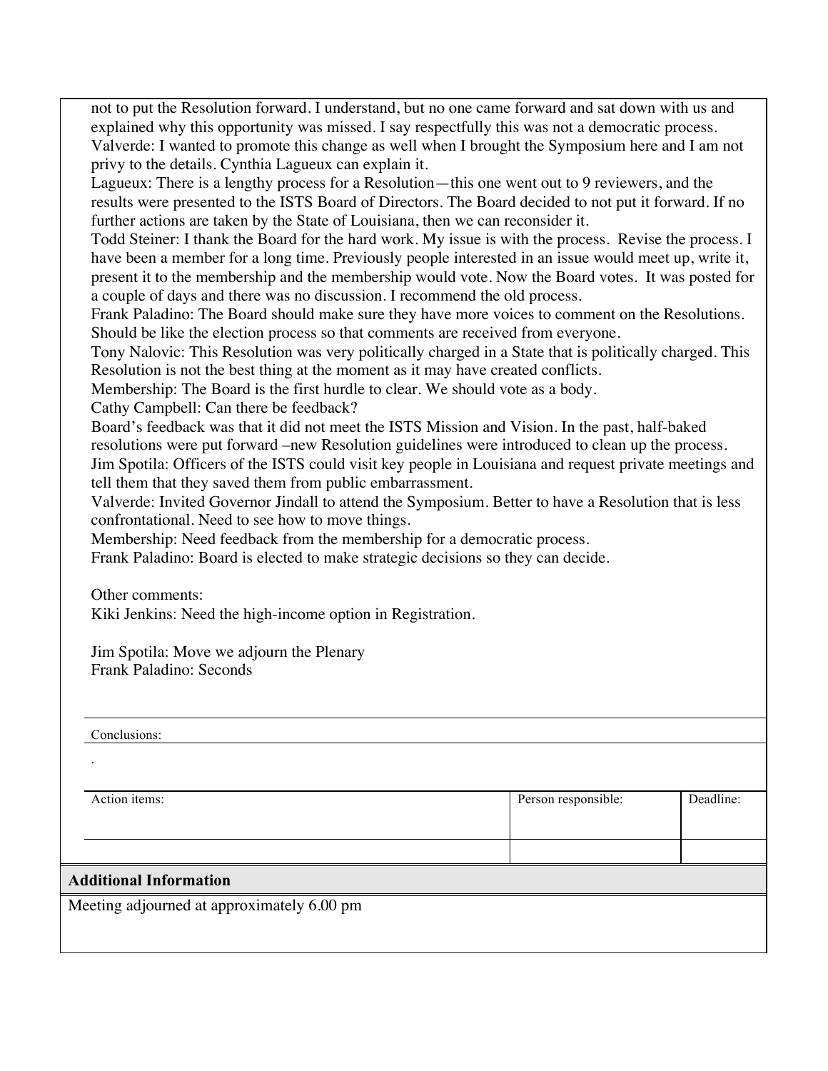not to put the Resolution forward. I understand, but no one came forward and sat down with us and explained why this opportunity was missed. I say respectfully this was not a democratic process.
Valverde: I wanted to promote this change as well when I brought the Symposium here and I am not privy to the details. Cynthia Lagueux can explain it.
Lagueux: There is a lengthy process for a Resolution—this one went out to 9 reviewers, and the results were presented to the ISTS Board of Directors. The Board decided to not put it forward. If no further actions are taken by the State of Louisiana, then we can reconsider it.
Todd Steiner: I thank the Board for the hard work. My issue is with the process. Revise the process. I have been a member for a long time. Previously people interested in an issue would meet up, write it, present it to the membership and the membership would vote. Now the Board votes. It was posted for a couple of days and there was no discussion. I recommend the old process.
Frank Paladino: The Board should make sure they have more voices to comment on the Resolutions. Should be like the election process so that comments are received from everyone.
Tony Nalovic: This Resolution was very politically charged in a State that is politically charged. This Resolution is not the best thing at the moment as it may have created conflicts.
Membership: The Board is the first hurdle to clear. We should vote as a body.
Cathy Campbell: Can there be feedback?
Board's feedback was that it did not meet the ISTS Mission and Vision. In the past, half-baked resolutions were put forward –new Resolution guidelines were introduced to clean up the process.
Jim Spotila: Officers of the ISTS could visit key people in Louisiana and request private meetings and tell them that they saved them from public embarrassment.
Valverde: Invited Governor Jindall to attend the Symposium. Better to have a Resolution that is less confrontational. Need to see how to move things.
Membership: Need feedback from the membership for a democratic process.
Frank Paladino: Board is elected to make strategic decisions so they can decide.

Other comments:
Kiki Jenkins: Need the high-income option in Registration.

Jim Spotila: Move we adjourn the Plenary
Frank Paladino: Seconds

Conclusions:

.

| Action items: | Person responsible: | Deadline: |
|---|---|---|
| | | |

**Additional Information**

Meeting adjourned at approximately 6.00 pm